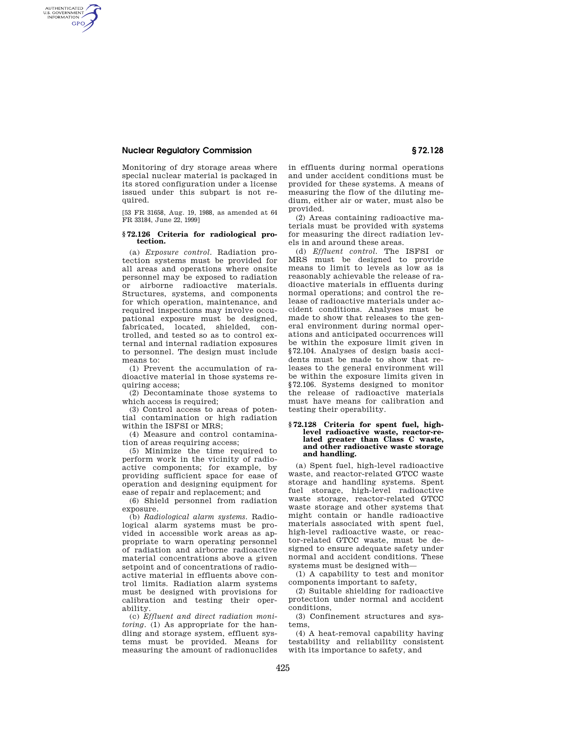Monitoring of dry storage areas where special nuclear material is packaged in its stored configuration under a license issued under this subpart is not required.

[53 FR 31658, Aug. 19, 1988, as amended at 64 FR 33184, June 22, 1999]

## § 72.126 Criteria for radiological protection.

(a) *Exposure control.* Radiation protection systems must be provided for all areas and operations where onsite personnel may be exposed to radiation or airborne radioactive materials. Structures, systems, and components for which operation, maintenance, and required inspections may involve occupational exposure must be designed, fabricated, located, shielded, controlled, and tested so as to control external and internal radiation exposures to personnel. The design must include means to:

(1) Prevent the accumulation of radioactive material in those systems requiring access;

(2) Decontaminate those systems to which access is required;

(3) Control access to areas of potential contamination or high radiation within the ISFSI or MRS;

(4) Measure and control contamination of areas requiring access;

(5) Minimize the time required to perform work in the vicinity of radioactive components; for example, by providing sufficient space for ease of operation and designing equipment for ease of repair and replacement; and

(6) Shield personnel from radiation exposure.

(b) *Radiological alarm systems.* Radiological alarm systems must be provided in accessible work areas as appropriate to warn operating personnel of radiation and airborne radioactive material concentrations above a given setpoint and of concentrations of radioactive material in effluents above control limits. Radiation alarm systems must be designed with provisions for calibration and testing their operability.

(c) *Effluent and direct radiation monitoring.* (1) As appropriate for the handling and storage system, effluent systems must be provided. Means for measuring the amount of radionuclides in effluents during normal operations and under accident conditions must be provided for these systems. A means of measuring the flow of the diluting medium, either air or water, must also be provided.

(2) Areas containing radioactive materials must be provided with systems for measuring the direct radiation levels in and around these areas.

(d) *Effluent control.* The ISFSI or MRS must be designed to provide means to limit to levels as low as is reasonably achievable the release of radioactive materials in effluents during normal operations; and control the release of radioactive materials under accident conditions. Analyses must be made to show that releases to the general environment during normal operations and anticipated occurrences will be within the exposure limit given in §72.104. Analyses of design basis accidents must be made to show that releases to the general environment will be within the exposure limits given in §72.106. Systems designed to monitor the release of radioactive materials must have means for calibration and testing their operability.

## § 72.128 Criteria for spent fuel, high-level radioactive waste, reactor-related greater than Class C waste, and other radioactive waste storage and handling.

(a) Spent fuel, high-level radioactive waste, and reactor-related GTCC waste storage and handling systems. Spent fuel storage, high-level radioactive waste storage, reactor-related GTCC waste storage and other systems that might contain or handle radioactive materials associated with spent fuel, high-level radioactive waste, or reactor-related GTCC waste, must be designed to ensure adequate safety under normal and accident conditions. These systems must be designed with—

(1) A capability to test and monitor components important to safety,

(2) Suitable shielding for radioactive protection under normal and accident conditions,

(3) Confinement structures and systems,

(4) A heat-removal capability having testability and reliability consistent with its importance to safety, and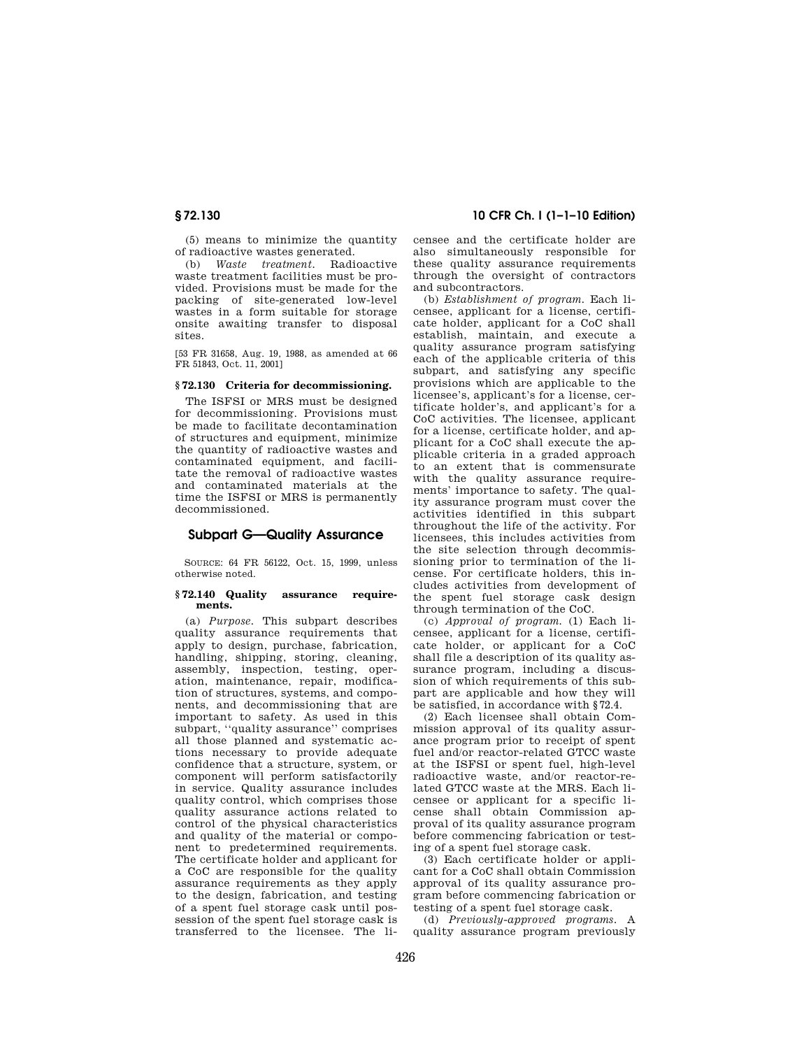(5) means to minimize the quantity of radioactive wastes generated.

(b) *Waste treatment.* Radioactive waste treatment facilities must be provided. Provisions must be made for the packing of site-generated low-level wastes in a form suitable for storage onsite awaiting transfer to disposal sites.

[53 FR 31658, Aug. 19, 1988, as amended at 66 FR 51843, Oct. 11, 2001]

**§ 72.130 Criteria for decommissioning.**

The ISFSI or MRS must be designed for decommissioning. Provisions must be made to facilitate decontamination of structures and equipment, minimize the quantity of radioactive wastes and contaminated equipment, and facilitate the removal of radioactive wastes and contaminated materials at the time the ISFSI or MRS is permanently decommissioned.

## Subpart G—Quality Assurance

SOURCE: 64 FR 56122, Oct. 15, 1999, unless otherwise noted.

**§ 72.140 Quality assurance requirements.**

(a) *Purpose.* This subpart describes quality assurance requirements that apply to design, purchase, fabrication, handling, shipping, storing, cleaning, assembly, inspection, testing, operation, maintenance, repair, modification of structures, systems, and components, and decommissioning that are important to safety. As used in this subpart, ''quality assurance'' comprises all those planned and systematic actions necessary to provide adequate confidence that a structure, system, or component will perform satisfactorily in service. Quality assurance includes quality control, which comprises those quality assurance actions related to control of the physical characteristics and quality of the material or component to predetermined requirements. The certificate holder and applicant for a CoC are responsible for the quality assurance requirements as they apply to the design, fabrication, and testing of a spent fuel storage cask until possession of the spent fuel storage cask is transferred to the licensee. The licensee and the certificate holder are also simultaneously responsible for these quality assurance requirements through the oversight of contractors and subcontractors.

(b) *Establishment of program.* Each licensee, applicant for a license, certificate holder, applicant for a CoC shall establish, maintain, and execute a quality assurance program satisfying each of the applicable criteria of this subpart, and satisfying any specific provisions which are applicable to the licensee's, applicant's for a license, certificate holder's, and applicant's for a CoC activities. The licensee, applicant for a license, certificate holder, and applicant for a CoC shall execute the applicable criteria in a graded approach to an extent that is commensurate with the quality assurance requirements' importance to safety. The quality assurance program must cover the activities identified in this subpart throughout the life of the activity. For licensees, this includes activities from the site selection through decommissioning prior to termination of the license. For certificate holders, this includes activities from development of the spent fuel storage cask design through termination of the CoC.

(c) *Approval of program.* (1) Each licensee, applicant for a license, certificate holder, or applicant for a CoC shall file a description of its quality assurance program, including a discussion of which requirements of this subpart are applicable and how they will be satisfied, in accordance with §72.4.

(2) Each licensee shall obtain Commission approval of its quality assurance program prior to receipt of spent fuel and/or reactor-related GTCC waste at the ISFSI or spent fuel, high-level radioactive waste, and/or reactor-related GTCC waste at the MRS. Each licensee or applicant for a specific license shall obtain Commission approval of its quality assurance program before commencing fabrication or testing of a spent fuel storage cask.

(3) Each certificate holder or applicant for a CoC shall obtain Commission approval of its quality assurance program before commencing fabrication or testing of a spent fuel storage cask.

(d) *Previously-approved programs.* A quality assurance program previously